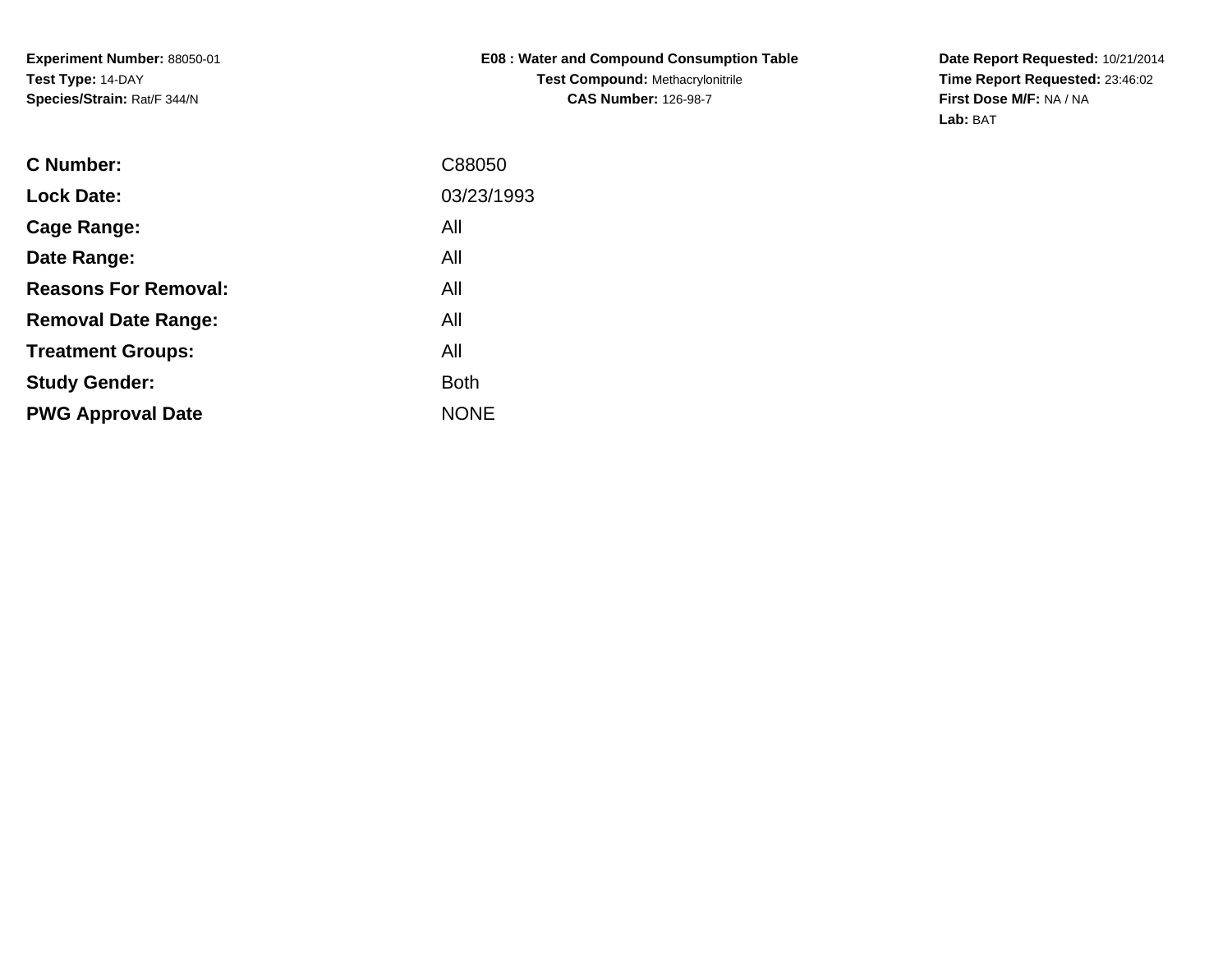**Experiment Number:** 88050-01
**Test Type:** 14-DAY
**Species/Strain:** Rat/F 344/N

**E08 : Water and Compound Consumption Table**
**Test Compound:** Methacrylonitrile
**CAS Number:** 126-98-7

**Date Report Requested:** 10/21/2014
**Time Report Requested:** 23:46:02
**First Dose M/F:** NA / NA
**Lab:** BAT

| | |
|---|---|
| **C Number:** | C88050 |
| **Lock Date:** | 03/23/1993 |
| **Cage Range:** | All |
| **Date Range:** | All |
| **Reasons For Removal:** | All |
| **Removal Date Range:** | All |
| **Treatment Groups:** | All |
| **Study Gender:** | Both |
| **PWG Approval Date** | NONE |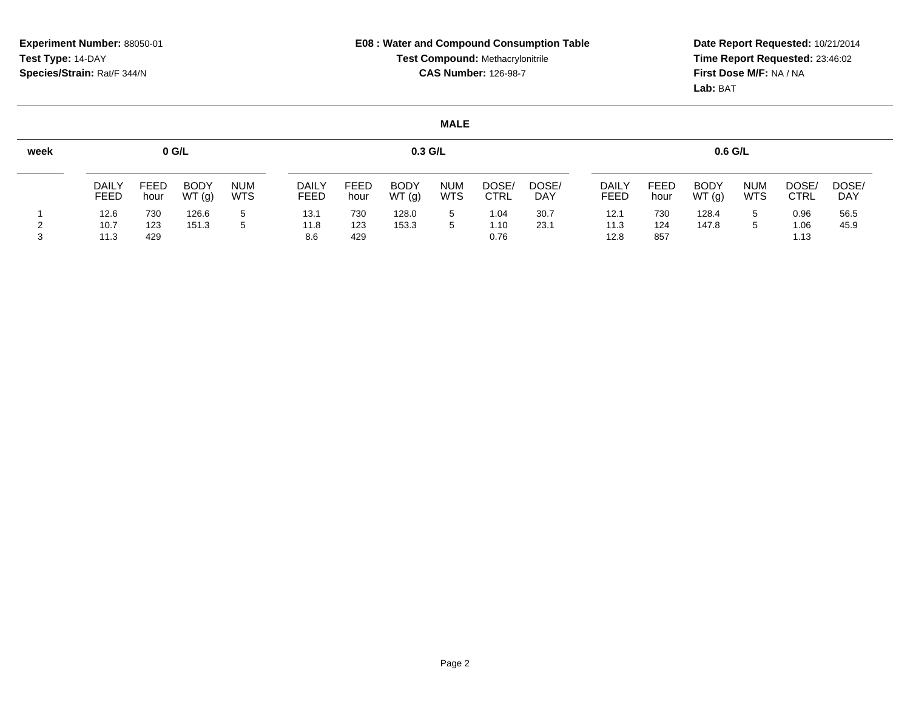**Experiment Number:** 88050-01
**Test Type:** 14-DAY
**Species/Strain:** Rat/F 344/N

**E08 : Water and Compound Consumption Table**
**Test Compound:** Methacrylonitrile
**CAS Number:** 126-98-7

**Date Report Requested:** 10/21/2014
**Time Report Requested:** 23:46:02
**First Dose M/F:** NA / NA
**Lab:** BAT

## MALE

| week | 0 G/L | | | | 0.3 G/L | | | | | | 0.6 G/L | | | | | |
|---|---|---|---|---|---|---|---|---|---|---|---|---|---|---|---|---|
| | DAILY FEED | FEED hour | BODY WT (g) | NUM WTS | DAILY FEED | FEED hour | BODY WT (g) | NUM WTS | DOSE/ CTRL | DOSE/ DAY | DAILY FEED | FEED hour | BODY WT (g) | NUM WTS | DOSE/ CTRL | DOSE/ DAY |
| 1 | 12.6 | 730 | 126.6 | 5 | 13.1 | 730 | 128.0 | 5 | 1.04 | 30.7 | 12.1 | 730 | 128.4 | 5 | 0.96 | 56.5 |
| 2 | 10.7 | 123 | 151.3 | 5 | 11.8 | 123 | 153.3 | 5 | 1.10 | 23.1 | 11.3 | 124 | 147.8 | 5 | 1.06 | 45.9 |
| 3 | 11.3 | 429 | | | 8.6 | 429 | | | 0.76 | | 12.8 | 857 | | | 1.13 | |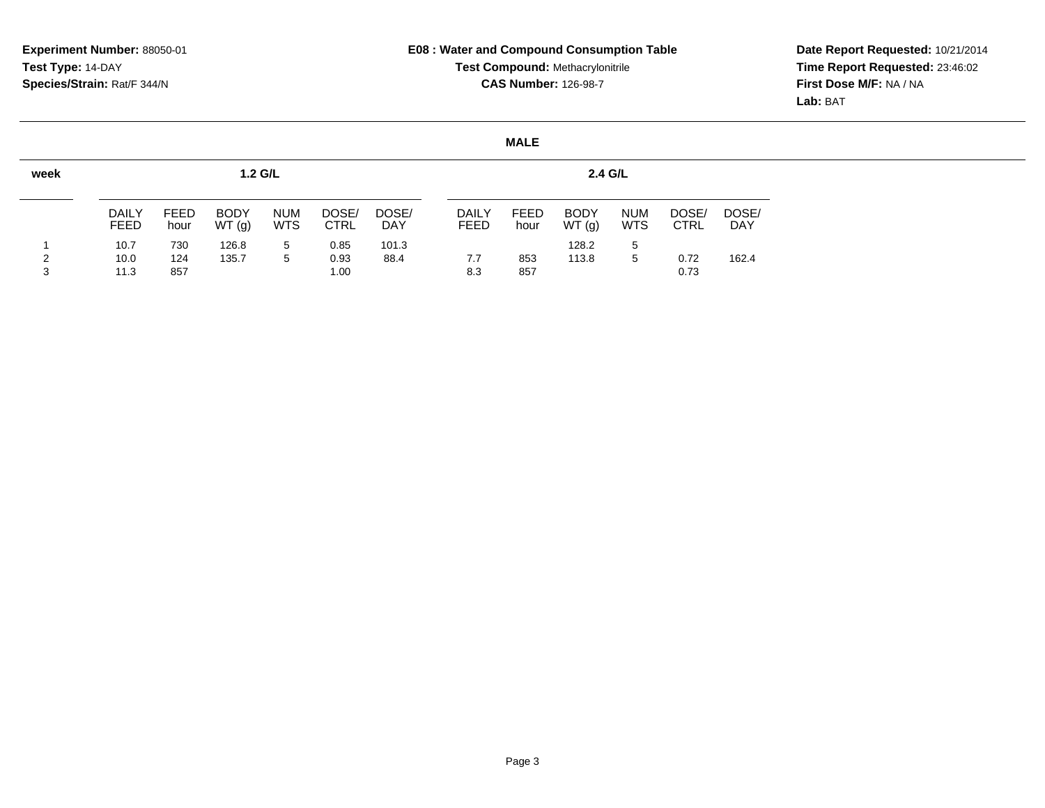**Experiment Number:** 88050-01
**Test Type:** 14-DAY
**Species/Strain:** Rat/F 344/N

**E08 : Water and Compound Consumption Table**
**Test Compound:** Methacrylonitrile
**CAS Number:** 126-98-7

**Date Report Requested:** 10/21/2014
**Time Report Requested:** 23:46:02
**First Dose M/F:** NA / NA
**Lab:** BAT

**MALE**

| week | 1.2 G/L | | | | | | 2.4 G/L | | | | | |
|---|---|---|---|---|---|---|---|---|---|---|---|---|
| | DAILY FEED | FEED hour | BODY WT (g) | NUM WTS | DOSE/ CTRL | DOSE/ DAY | DAILY FEED | FEED hour | BODY WT (g) | NUM WTS | DOSE/ CTRL | DOSE/ DAY |
| 1 | 10.7 | 730 | 126.8 | 5 | 0.85 | 101.3 | | | 128.2 | 5 | | |
| 2 | 10.0 | 124 | 135.7 | 5 | 0.93 | 88.4 | 7.7 | 853 | 113.8 | 5 | 0.72 | 162.4 |
| 3 | 11.3 | 857 | | | 1.00 | | 8.3 | 857 | | | 0.73 | |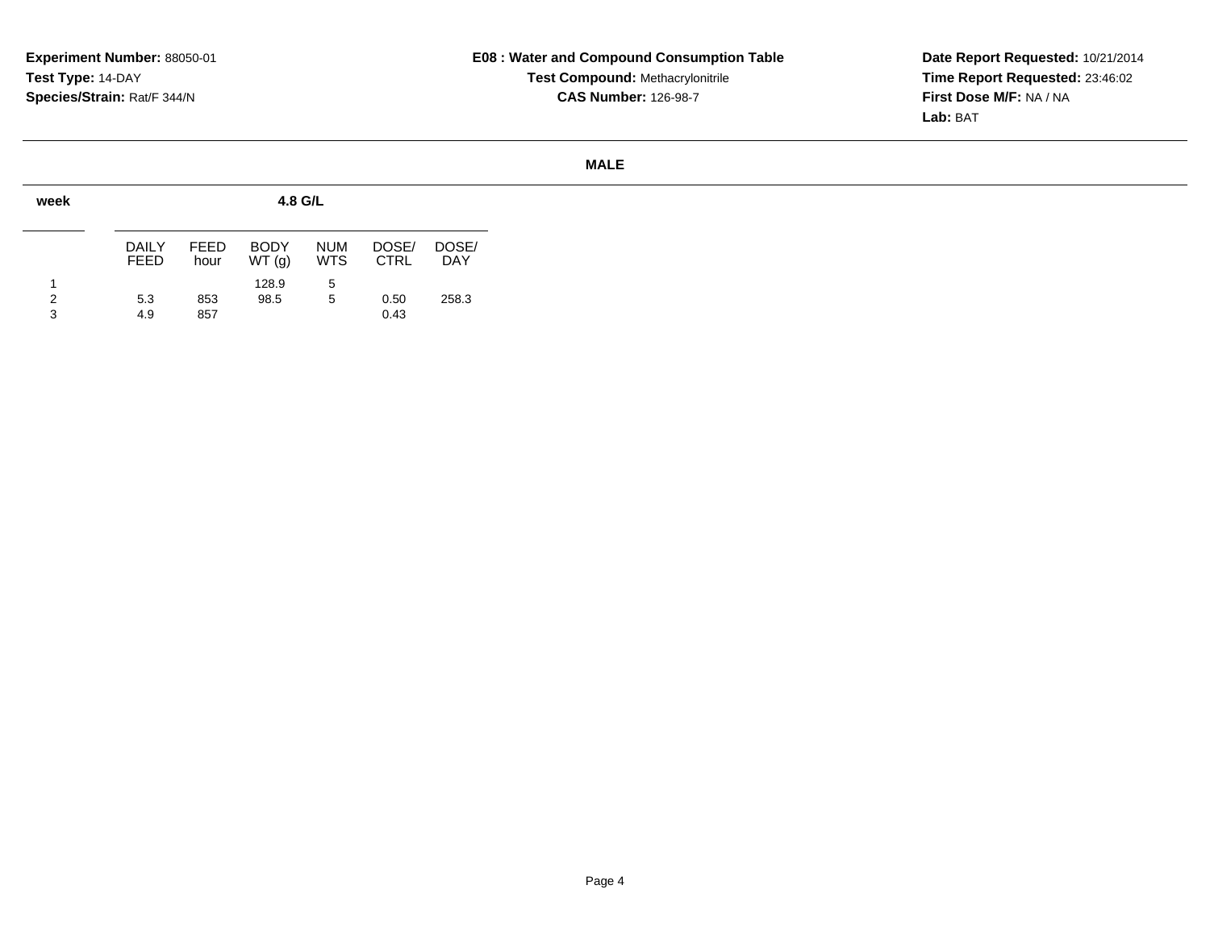**Experiment Number:** 88050-01
**Test Type:** 14-DAY
**Species/Strain:** Rat/F 344/N

**E08 : Water and Compound Consumption Table**
**Test Compound:** Methacrylonitrile
**CAS Number:** 126-98-7

**Date Report Requested:** 10/21/2014
**Time Report Requested:** 23:46:02
**First Dose M/F:** NA / NA
**Lab:** BAT

**MALE**

| week | 4.8 G/L | | | | | |
|---|---|---|---|---|---|---|
| | DAILY FEED | FEED hour | BODY WT (g) | NUM WTS | DOSE/ CTRL | DOSE/ DAY |
| 1 | | | 128.9 | 5 | | |
| 2 | 5.3 | 853 | 98.5 | 5 | 0.50 | 258.3 |
| 3 | 4.9 | 857 | | | 0.43 | |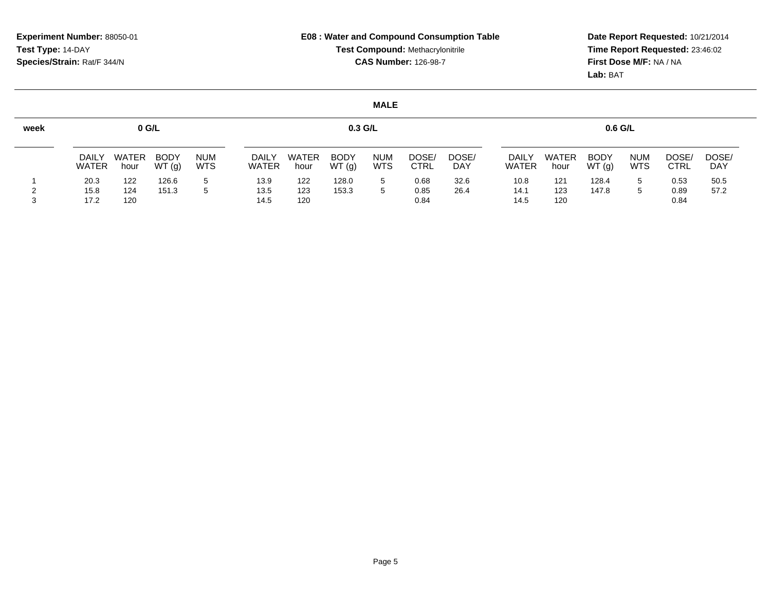**Experiment Number:** 88050-01
**Test Type:** 14-DAY
**Species/Strain:** Rat/F 344/N

**E08 : Water and Compound Consumption Table**
**Test Compound:** Methacrylonitrile
**CAS Number:** 126-98-7

**Date Report Requested:** 10/21/2014
**Time Report Requested:** 23:46:02
**First Dose M/F:** NA / NA
**Lab:** BAT

**MALE**

| week | 0 G/L | | | | 0.3 G/L | | | | | | 0.6 G/L | | | | | |
|---|---|---|---|---|---|---|---|---|---|---|---|---|---|---|---|---|
| | DAILY WATER | WATER hour | BODY WT (g) | NUM WTS | DAILY WATER | WATER hour | BODY WT (g) | NUM WTS | DOSE/ CTRL | DOSE/ DAY | DAILY WATER | WATER hour | BODY WT (g) | NUM WTS | DOSE/ CTRL | DOSE/ DAY |
| 1 | 20.3 | 122 | 126.6 | 5 | 13.9 | 122 | 128.0 | 5 | 0.68 | 32.6 | 10.8 | 121 | 128.4 | 5 | 0.53 | 50.5 |
| 2 | 15.8 | 124 | 151.3 | 5 | 13.5 | 123 | 153.3 | 5 | 0.85 | 26.4 | 14.1 | 123 | 147.8 | 5 | 0.89 | 57.2 |
| 3 | 17.2 | 120 | | | 14.5 | 120 | | | 0.84 | | 14.5 | 120 | | | 0.84 | |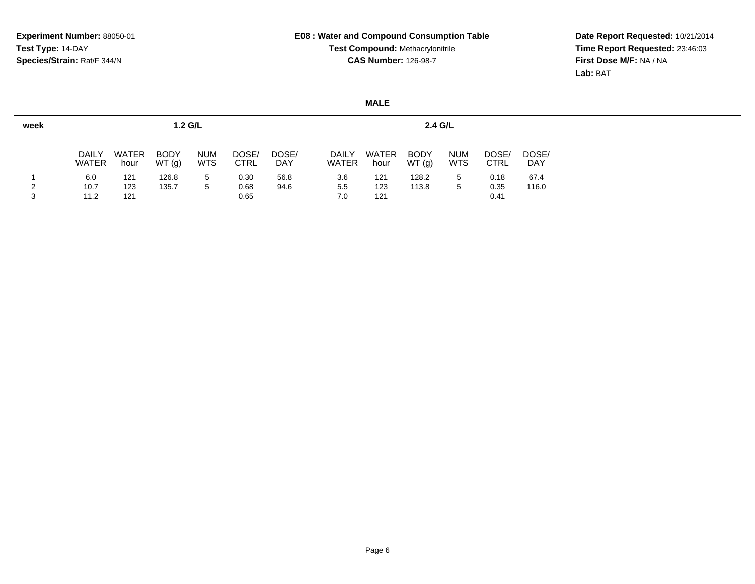**Experiment Number:** 88050-01
**Test Type:** 14-DAY
**Species/Strain:** Rat/F 344/N

**E08 : Water and Compound Consumption Table**
**Test Compound:** Methacrylonitrile
**CAS Number:** 126-98-7

**Date Report Requested:** 10/21/2014
**Time Report Requested:** 23:46:03
**First Dose M/F:** NA / NA
**Lab:** BAT

**MALE**

| week | 1.2 G/L | | | | | | 2.4 G/L | | | | | |
|---|---|---|---|---|---|---|---|---|---|---|---|---|
| | DAILY WATER | WATER hour | BODY WT (g) | NUM WTS | DOSE/ CTRL | DOSE/ DAY | DAILY WATER | WATER hour | BODY WT (g) | NUM WTS | DOSE/ CTRL | DOSE/ DAY |
| 1 | 6.0 | 121 | 126.8 | 5 | 0.30 | 56.8 | 3.6 | 121 | 128.2 | 5 | 0.18 | 67.4 |
| 2 | 10.7 | 123 | 135.7 | 5 | 0.68 | 94.6 | 5.5 | 123 | 113.8 | 5 | 0.35 | 116.0 |
| 3 | 11.2 | 121 | | | 0.65 | | 7.0 | 121 | | | 0.41 | |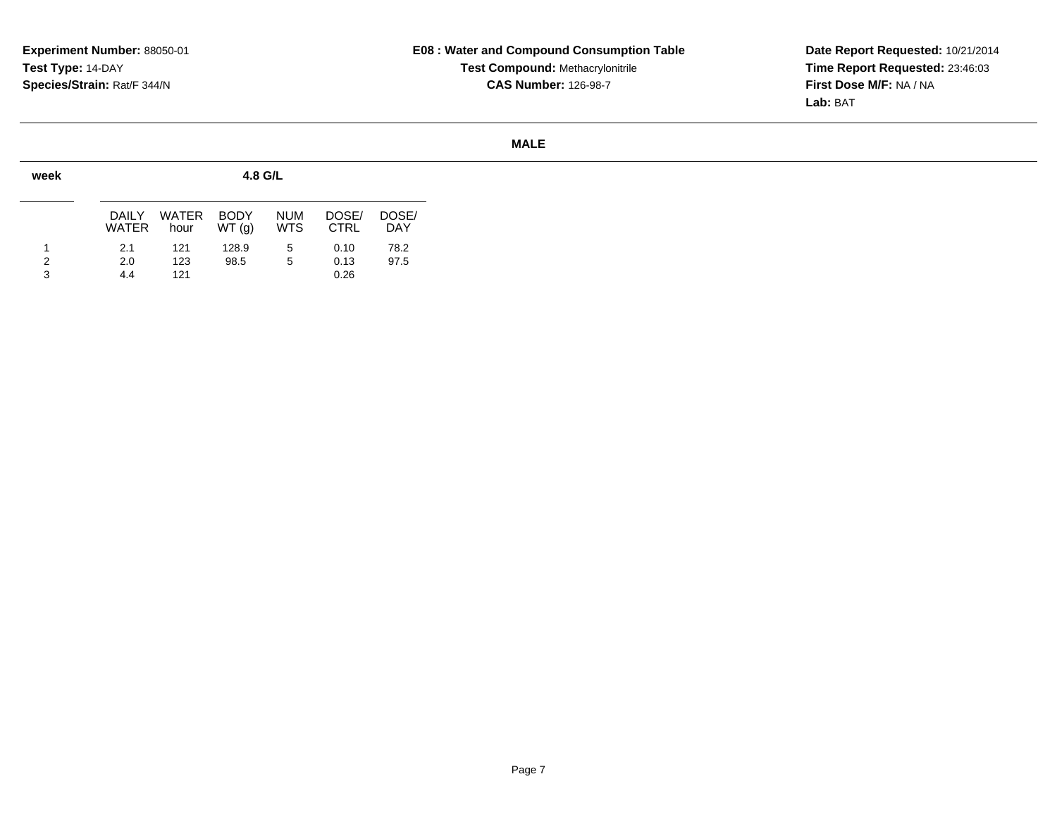**Experiment Number:** 88050-01
**Test Type:** 14-DAY
**Species/Strain:** Rat/F 344/N

**E08 : Water and Compound Consumption Table**
**Test Compound:** Methacrylonitrile
**CAS Number:** 126-98-7

**Date Report Requested:** 10/21/2014
**Time Report Requested:** 23:46:03
**First Dose M/F:** NA / NA
**Lab:** BAT

**MALE**

| week | 4.8 G/L | | | | | |
|---|---|---|---|---|---|---|
| | DAILY WATER | WATER hour | BODY WT (g) | NUM WTS | DOSE/ CTRL | DOSE/ DAY |
| 1 | 2.1 | 121 | 128.9 | 5 | 0.10 | 78.2 |
| 2 | 2.0 | 123 | 98.5 | 5 | 0.13 | 97.5 |
| 3 | 4.4 | 121 | | | 0.26 | |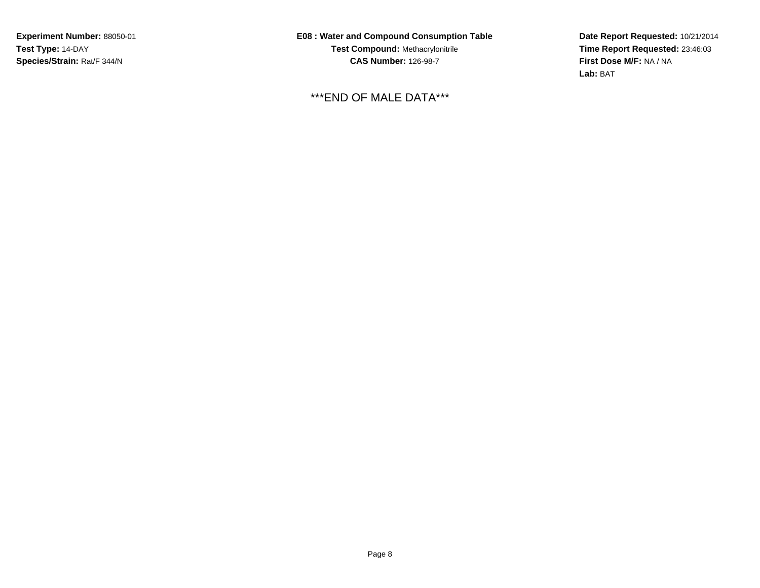**Experiment Number:** 88050-01
**Test Type:** 14-DAY
**Species/Strain:** Rat/F 344/N

**E08 : Water and Compound Consumption Table**
**Test Compound:** Methacrylonitrile
**CAS Number:** 126-98-7

**Date Report Requested:** 10/21/2014
**Time Report Requested:** 23:46:03
**First Dose M/F:** NA / NA
**Lab:** BAT

***END OF MALE DATA***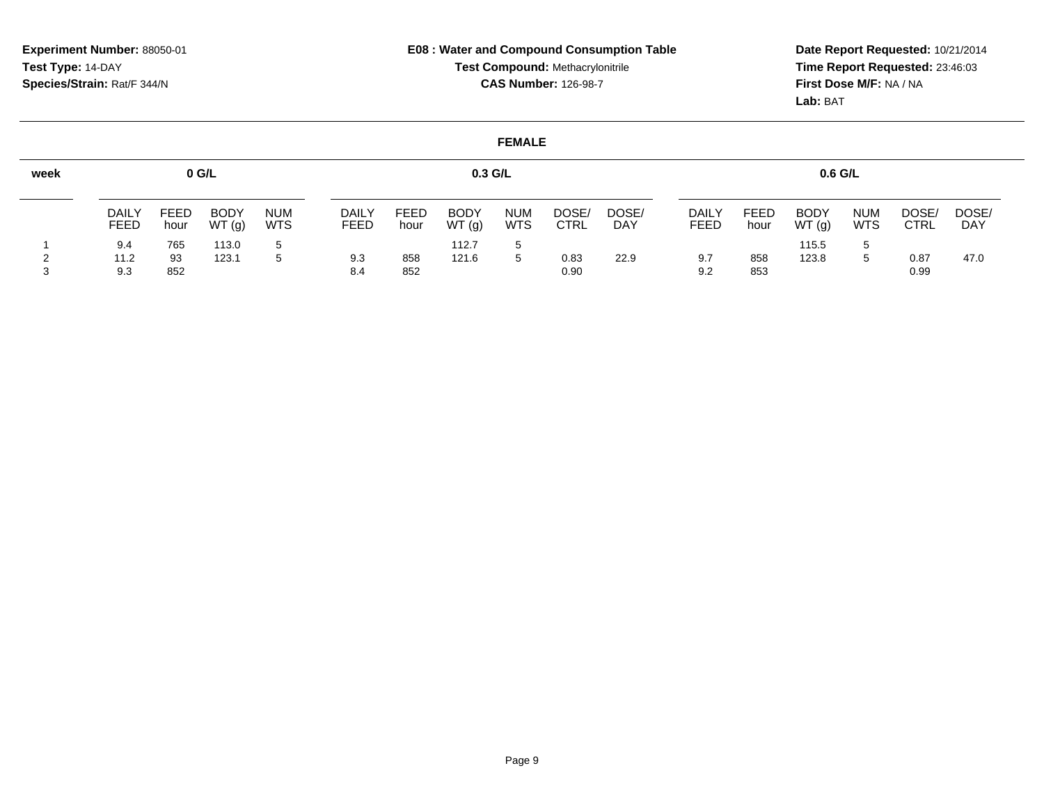**Experiment Number:** 88050-01
**Test Type:** 14-DAY
**Species/Strain:** Rat/F 344/N

**E08 : Water and Compound Consumption Table**
**Test Compound:** Methacrylonitrile
**CAS Number:** 126-98-7

**Date Report Requested:** 10/21/2014
**Time Report Requested:** 23:46:03
**First Dose M/F:** NA / NA
**Lab:** BAT

### FEMALE

| week | 0 G/L | | | | 0.3 G/L | | | | | | 0.6 G/L | | | | | |
|---|---|---|---|---|---|---|---|---|---|---|---|---|---|---|---|---|
| | DAILY FEED | FEED hour | BODY WT (g) | NUM WTS | DAILY FEED | FEED hour | BODY WT (g) | NUM WTS | DOSE/ CTRL | DOSE/ DAY | DAILY FEED | FEED hour | BODY WT (g) | NUM WTS | DOSE/ CTRL | DOSE/ DAY |
| 1 | 9.4 | 765 | 113.0 | 5 | | | 112.7 | 5 | | | | | 115.5 | 5 | | |
| 2 | 11.2 | 93 | 123.1 | 5 | 9.3 | 858 | 121.6 | 5 | 0.83 | 22.9 | 9.7 | 858 | 123.8 | 5 | 0.87 | 47.0 |
| 3 | 9.3 | 852 | | | 8.4 | 852 | | | 0.90 | | 9.2 | 853 | | | 0.99 | |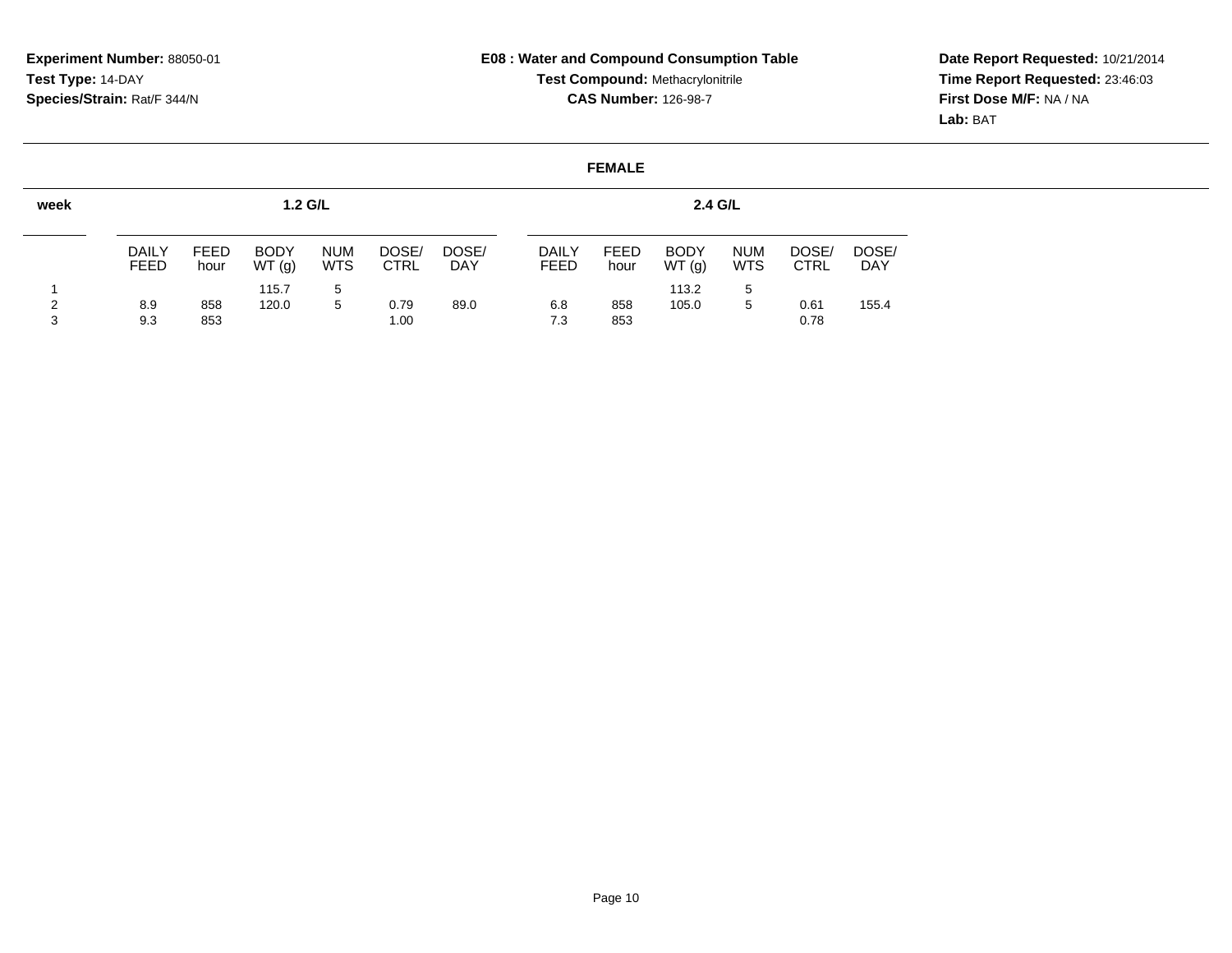**Experiment Number:** 88050-01
**Test Type:** 14-DAY
**Species/Strain:** Rat/F 344/N

**E08 : Water and Compound Consumption Table**
**Test Compound:** Methacrylonitrile
**CAS Number:** 126-98-7

**Date Report Requested:** 10/21/2014
**Time Report Requested:** 23:46:03
**First Dose M/F:** NA / NA
**Lab:** BAT

**FEMALE**

| week | 1.2 G/L | | | | | | 2.4 G/L | | | | | |
|---|---|---|---|---|---|---|---|---|---|---|---|---|
| | DAILY FEED | FEED hour | BODY WT (g) | NUM WTS | DOSE/ CTRL | DOSE/ DAY | DAILY FEED | FEED hour | BODY WT (g) | NUM WTS | DOSE/ CTRL | DOSE/ DAY |
| 1 | | | 115.7 | 5 | | | | | 113.2 | 5 | | |
| 2 | 8.9 | 858 | 120.0 | 5 | 0.79 | 89.0 | 6.8 | 858 | 105.0 | 5 | 0.61 | 155.4 |
| 3 | 9.3 | 853 | | | 1.00 | | 7.3 | 853 | | | 0.78 | |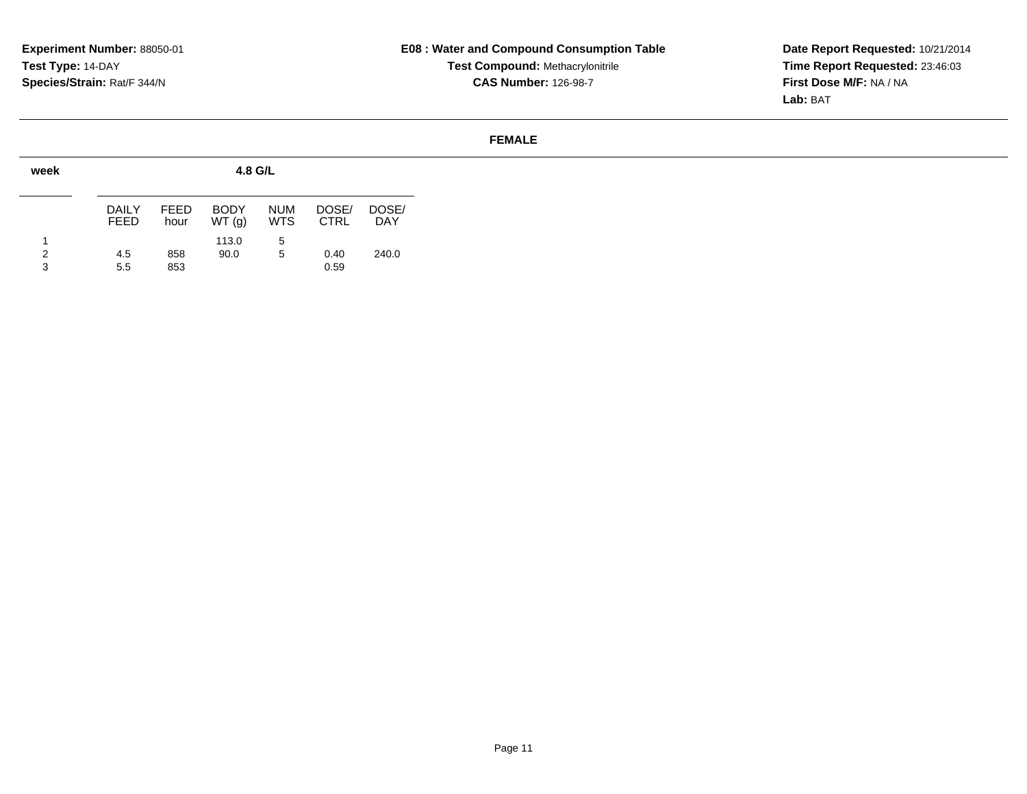**Experiment Number:** 88050-01
**Test Type:** 14-DAY
**Species/Strain:** Rat/F 344/N

**E08 : Water and Compound Consumption Table**
**Test Compound:** Methacrylonitrile
**CAS Number:** 126-98-7

**Date Report Requested:** 10/21/2014
**Time Report Requested:** 23:46:03
**First Dose M/F:** NA / NA
**Lab:** BAT

**FEMALE**

| week | 4.8 G/L | | | | | |
|---|---|---|---|---|---|---|
| | DAILY FEED | FEED hour | BODY WT (g) | NUM WTS | DOSE/ CTRL | DOSE/ DAY |
| 1 | | | 113.0 | 5 | | |
| 2 | 4.5 | 858 | 90.0 | 5 | 0.40 | 240.0 |
| 3 | 5.5 | 853 | | | 0.59 | |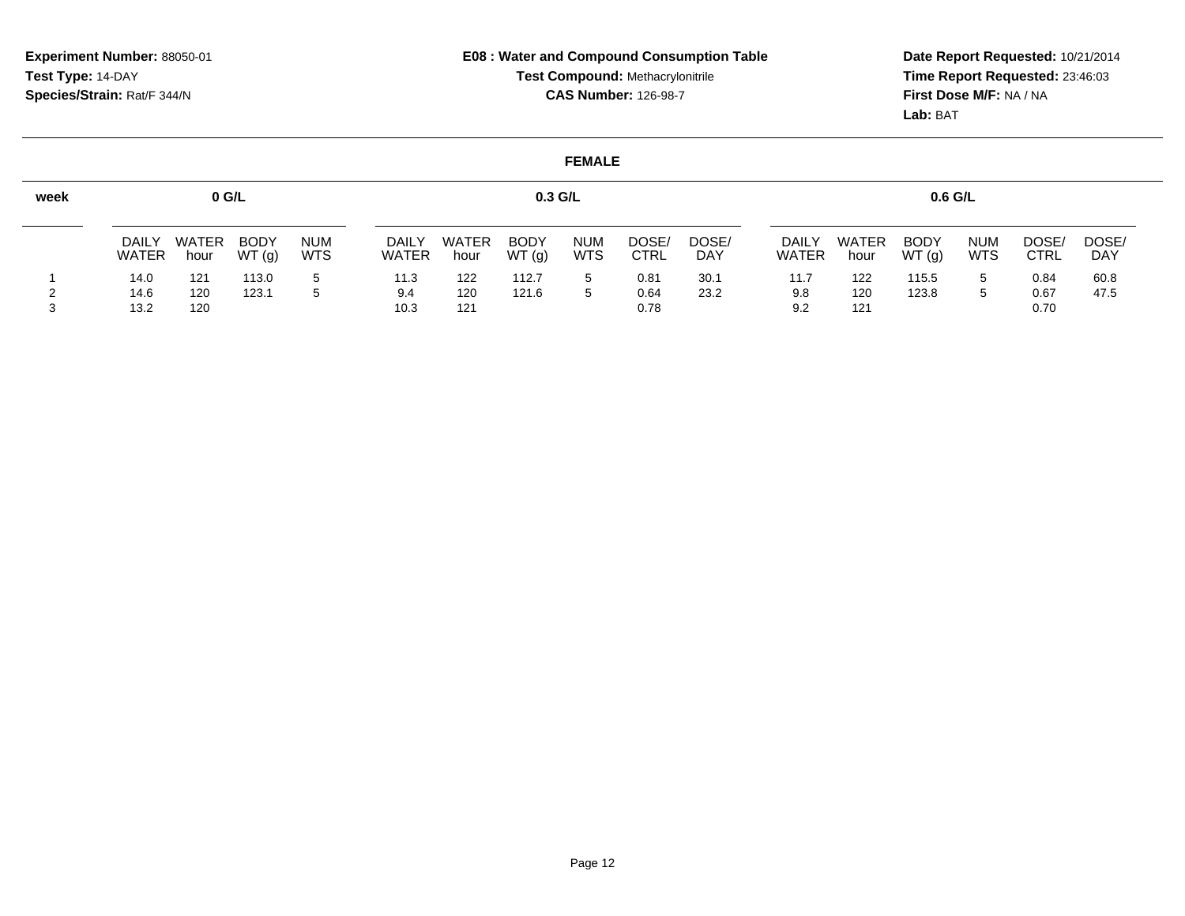**Experiment Number:** 88050-01
**Test Type:** 14-DAY
**Species/Strain:** Rat/F 344/N

**E08 : Water and Compound Consumption Table**
**Test Compound:** Methacrylonitrile
**CAS Number:** 126-98-7

**Date Report Requested:** 10/21/2014
**Time Report Requested:** 23:46:03
**First Dose M/F:** NA / NA
**Lab:** BAT

**FEMALE**

| week | 0 G/L | | | | 0.3 G/L | | | | | | 0.6 G/L | | | | | |
|---|---|---|---|---|---|---|---|---|---|---|---|---|---|---|---|---|
| | DAILY WATER | WATER hour | BODY WT (g) | NUM WTS | DAILY WATER | WATER hour | BODY WT (g) | NUM WTS | DOSE/ CTRL | DOSE/ DAY | DAILY WATER | WATER hour | BODY WT (g) | NUM WTS | DOSE/ CTRL | DOSE/ DAY |
| 1 | 14.0 | 121 | 113.0 | 5 | 11.3 | 122 | 112.7 | 5 | 0.81 | 30.1 | 11.7 | 122 | 115.5 | 5 | 0.84 | 60.8 |
| 2 | 14.6 | 120 | 123.1 | 5 | 9.4 | 120 | 121.6 | 5 | 0.64 | 23.2 | 9.8 | 120 | 123.8 | 5 | 0.67 | 47.5 |
| 3 | 13.2 | 120 | | | 10.3 | 121 | | | 0.78 | | 9.2 | 121 | | | 0.70 | |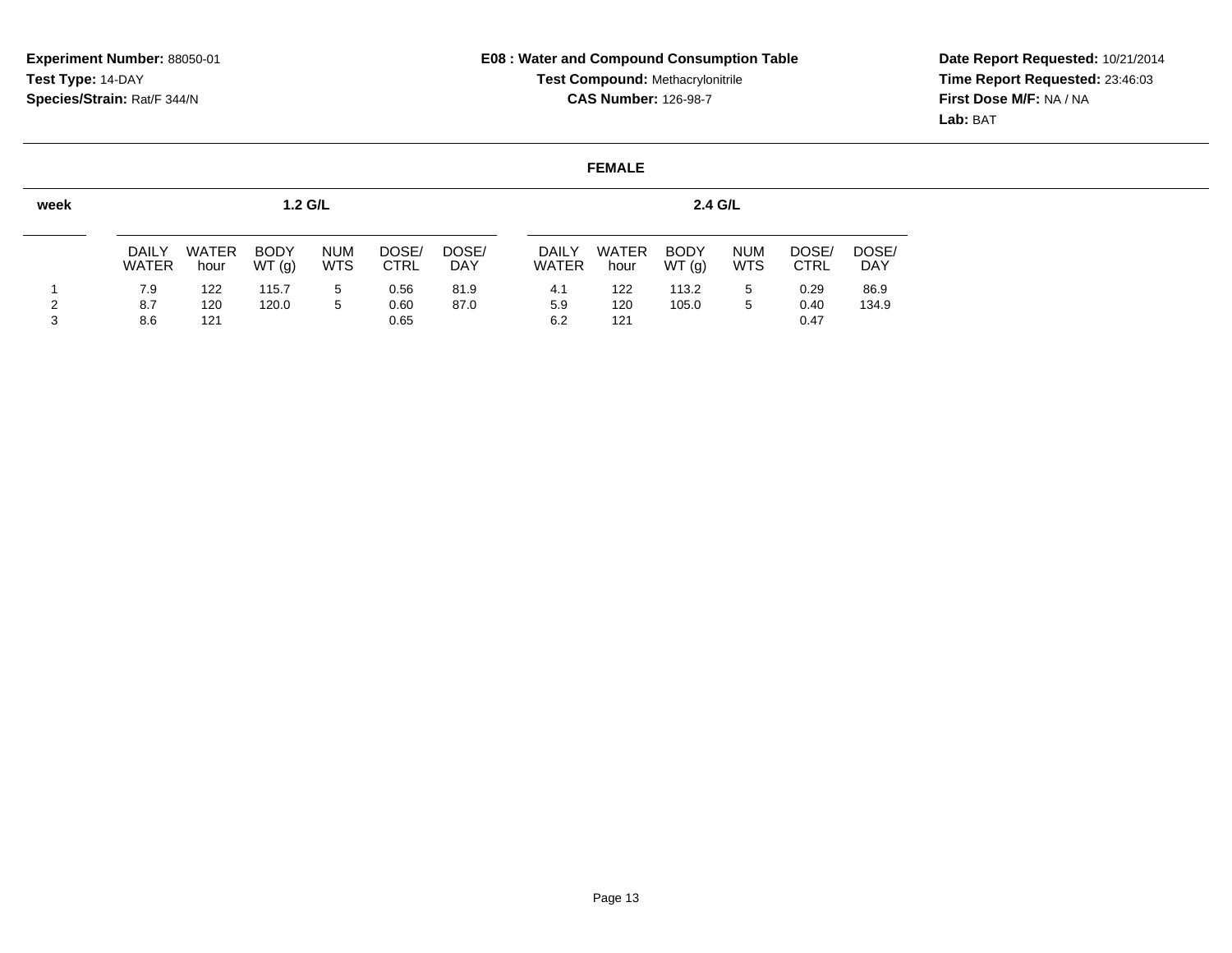**Experiment Number:** 88050-01
**Test Type:** 14-DAY
**Species/Strain:** Rat/F 344/N

**E08 : Water and Compound Consumption Table**
**Test Compound:** Methacrylonitrile
**CAS Number:** 126-98-7

**Date Report Requested:** 10/21/2014
**Time Report Requested:** 23:46:03
**First Dose M/F:** NA / NA
**Lab:** BAT

**FEMALE**

| week | 1.2 G/L | | | | | | 2.4 G/L | | | | | |
|---|---|---|---|---|---|---|---|---|---|---|---|---|
| | DAILY WATER | WATER hour | BODY WT (g) | NUM WTS | DOSE/ CTRL | DOSE/ DAY | DAILY WATER | WATER hour | BODY WT (g) | NUM WTS | DOSE/ CTRL | DOSE/ DAY |
| 1 | 7.9 | 122 | 115.7 | 5 | 0.56 | 81.9 | 4.1 | 122 | 113.2 | 5 | 0.29 | 86.9 |
| 2 | 8.7 | 120 | 120.0 | 5 | 0.60 | 87.0 | 5.9 | 120 | 105.0 | 5 | 0.40 | 134.9 |
| 3 | 8.6 | 121 | | | 0.65 | | 6.2 | 121 | | | 0.47 | |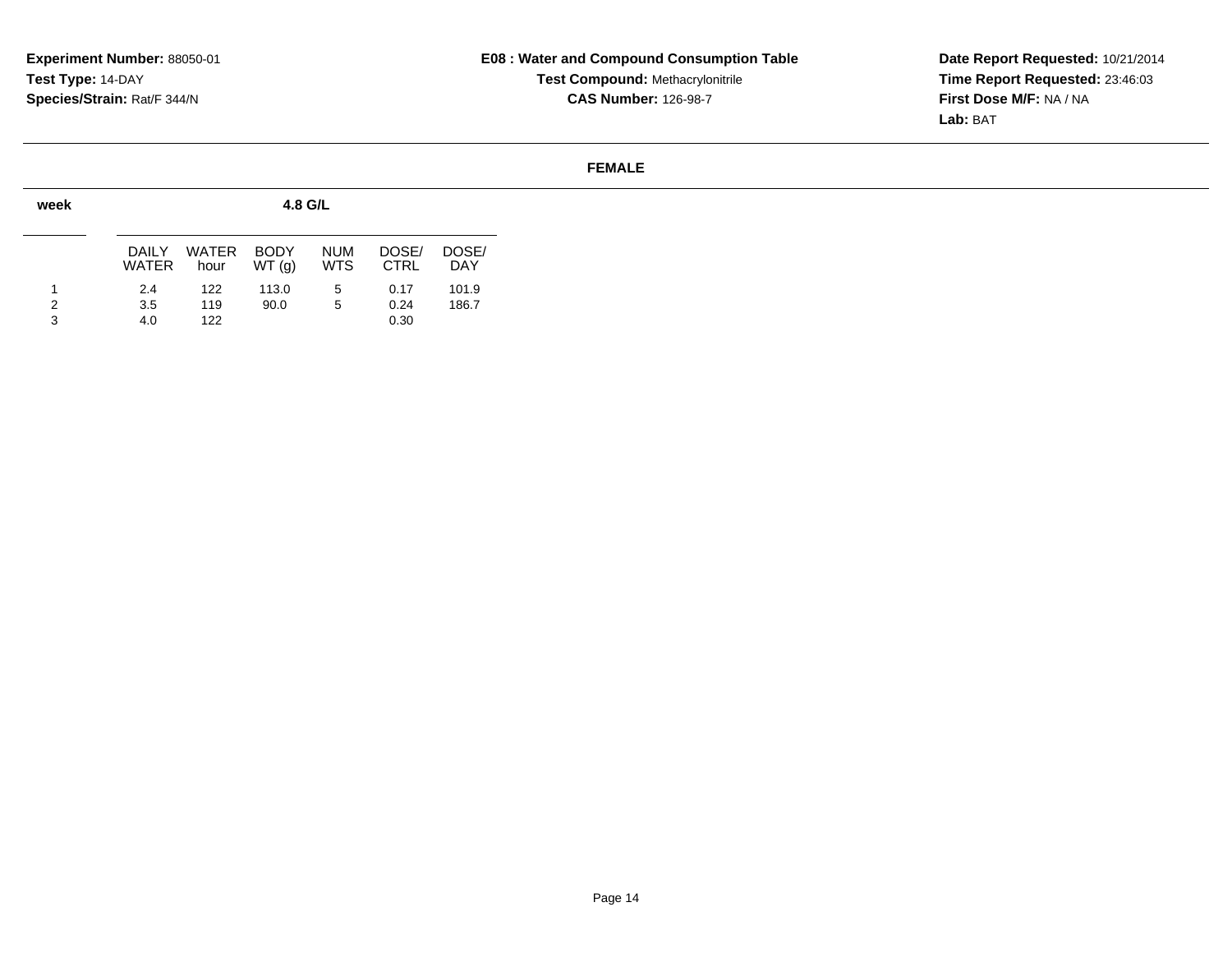**Experiment Number:** 88050-01
**Test Type:** 14-DAY
**Species/Strain:** Rat/F 344/N

**E08 : Water and Compound Consumption Table**
**Test Compound:** Methacrylonitrile
**CAS Number:** 126-98-7

**Date Report Requested:** 10/21/2014
**Time Report Requested:** 23:46:03
**First Dose M/F:** NA / NA
**Lab:** BAT

**FEMALE**

| week | 4.8 G/L | | | | | |
|---|---|---|---|---|---|---|
| | DAILY WATER | WATER hour | BODY WT (g) | NUM WTS | DOSE/ CTRL | DOSE/ DAY |
| 1 | 2.4 | 122 | 113.0 | 5 | 0.17 | 101.9 |
| 2 | 3.5 | 119 | 90.0 | 5 | 0.24 | 186.7 |
| 3 | 4.0 | 122 | | | 0.30 | |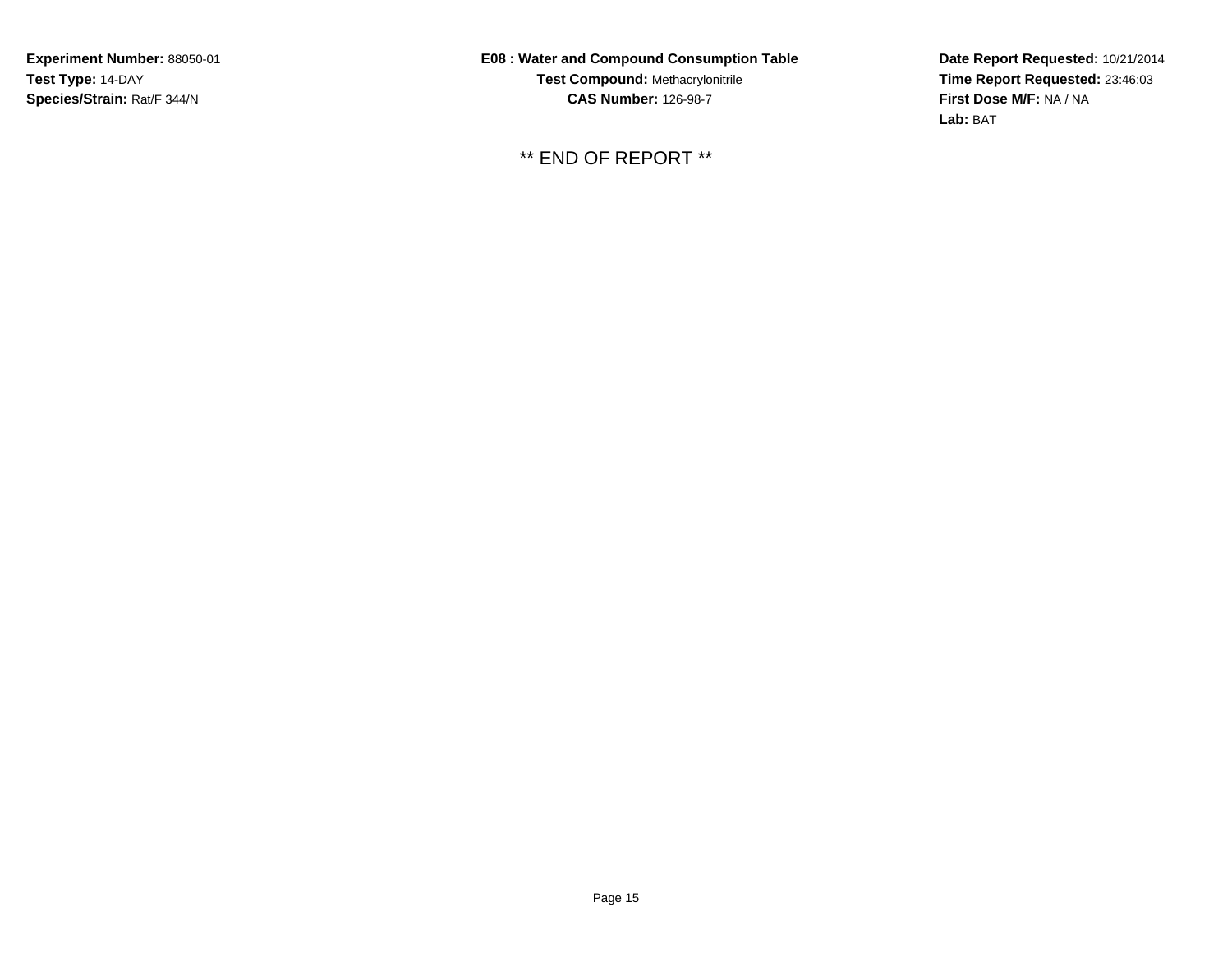**Experiment Number:** 88050-01
**Test Type:** 14-DAY
**Species/Strain:** Rat/F 344/N

**E08 : Water and Compound Consumption Table**
**Test Compound:** Methacrylonitrile
**CAS Number:** 126-98-7

**Date Report Requested:** 10/21/2014
**Time Report Requested:** 23:46:03
**First Dose M/F:** NA / NA
**Lab:** BAT

** END OF REPORT **